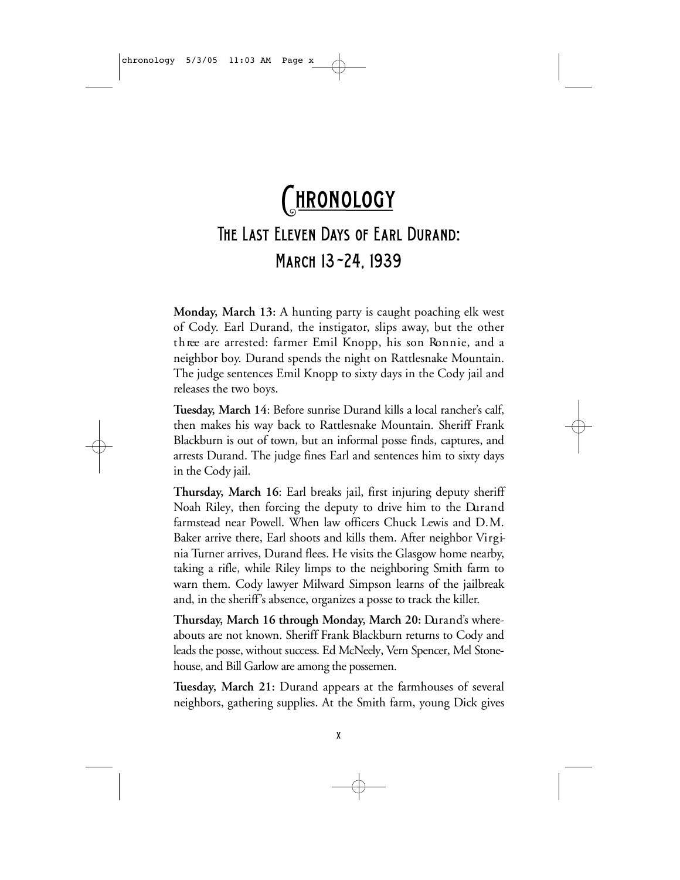# Chronology

## The Last Eleven Days of Earl Durand: March 13–24, 1939

**Monday, March 13:** A hunting party is caught poaching elk west of Cody. Earl Durand, the instigator, slips away, but the other three are arrested: farmer Emil Knopp, his son Ronnie, and a neighbor boy. Durand spends the night on Rattlesnake Mountain. The judge sentences Emil Knopp to sixty days in the Cody jail and releases the two boys.

**Tuesday, March 14**: Before sunrise Durand kills a local rancher's calf, then makes his way back to Rattlesnake Mountain. Sheriff Frank Blackburn is out of town, but an informal posse finds, captures, and arrests Durand. The judge fines Earl and sentences him to sixty days in the Cody jail.

**Thursday, March 16**: Earl breaks jail, first injuring deputy sheriff Noah Riley, then forcing the deputy to drive him to the Durand farmstead near Powell. When law officers Chuck Lewis and D.M. Baker arrive there, Earl shoots and kills them. After neighbor Virginia Turner arrives, Durand flees. He visits the Glasgow home nearby, taking a rifle, while Riley limps to the neighboring Smith farm to warn them. Cody lawyer Milward Simpson learns of the jailbreak and, in the sheriff's absence, organizes a posse to track the killer.

**Thursday, March 16 through Monday, March 20:** Durand's whereabouts are not known. Sheriff Frank Blackburn returns to Cody and leads the posse, without success. Ed McNeely, Vern Spencer, Mel Stonehouse, and Bill Garlow are among the possemen.

**Tuesday, March 21:** Durand appears at the farmhouses of several neighbors, gathering supplies. At the Smith farm, young Dick gives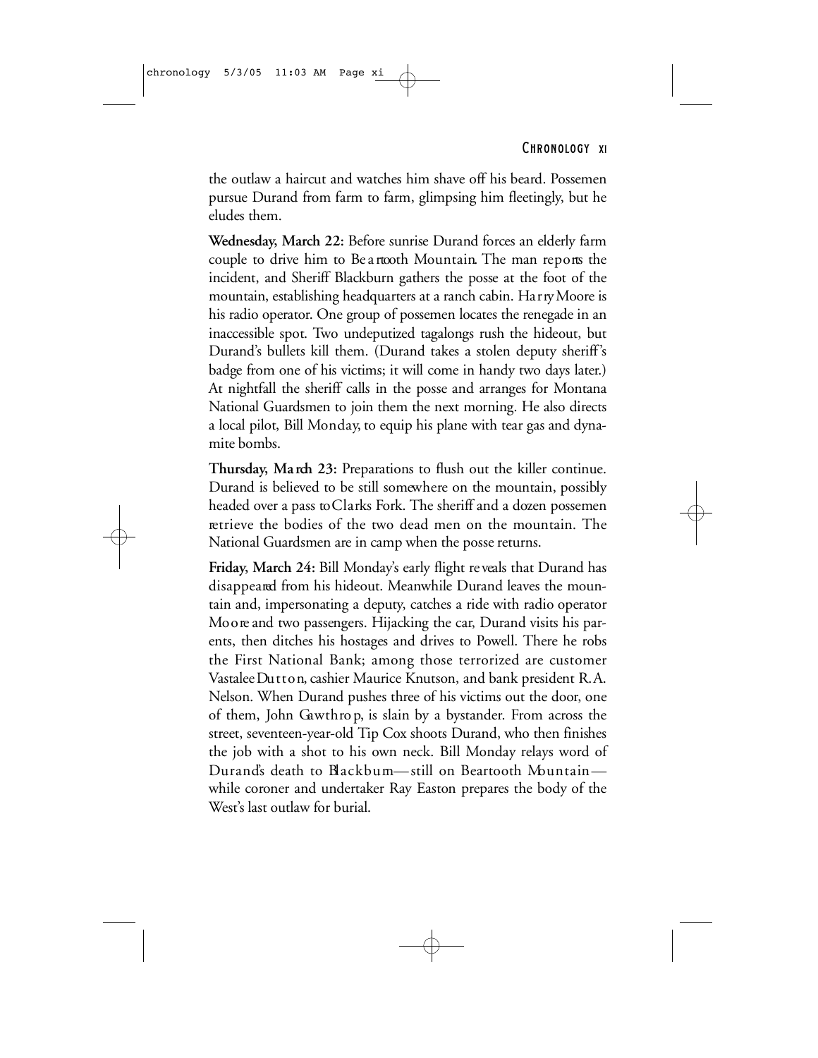the outlaw a haircut and watches him shave off his beard. Possemen pursue Durand from farm to farm, glimpsing him fleetingly, but he eludes them.

**Wednesday, March 22:** Before sunrise Durand forces an elderly farm couple to drive him to Beartooth Mountain. The man reports the incident, and Sheriff Blackburn gathers the posse at the foot of the mountain, establishing headquarters at a ranch cabin. Harry Moore is his radio operator. One group of possemen locates the renegade in an inaccessible spot. Two undeputized tagalongs rush the hideout, but Durand's bullets kill them. (Durand takes a stolen deputy sheriff's badge from one of his victims; it will come in handy two days later.) At nightfall the sheriff calls in the posse and arranges for Montana National Guardsmen to join them the next morning. He also directs a local pilot, Bill Monday, to equip his plane with tear gas and dynamite bombs.

**Thursday, March 23:** Preparations to flush out the killer continue. Durand is believed to be still somewhere on the mountain, possibly headed over a pass to Clarks Fork. The sheriff and a dozen possemen retrieve the bodies of the two dead men on the mountain. The National Guardsmen are in camp when the posse returns.

**Friday, March 24:** Bill Monday's early flight reveals that Durand has disappeared from his hideout. Meanwhile Durand leaves the mountain and, impersonating a deputy, catches a ride with radio operator Moore and two passengers. Hijacking the car, Durand visits his parents, then ditches his hostages and drives to Powell. There he robs the First National Bank; among those terrorized are customer Vastalee Dutton, cashier Maurice Knutson, and bank president R.A. Nelson. When Durand pushes three of his victims out the door, one of them, John Gawthrop, is slain by a bystander. From across the street, seventeen-year-old Tip Cox shoots Durand, who then finishes the job with a shot to his own neck. Bill Monday relays word of Durand's death to Blackburn—still on Beartooth Mountain—while coroner and undertaker Ray Easton prepares the body of the West's last outlaw for burial.